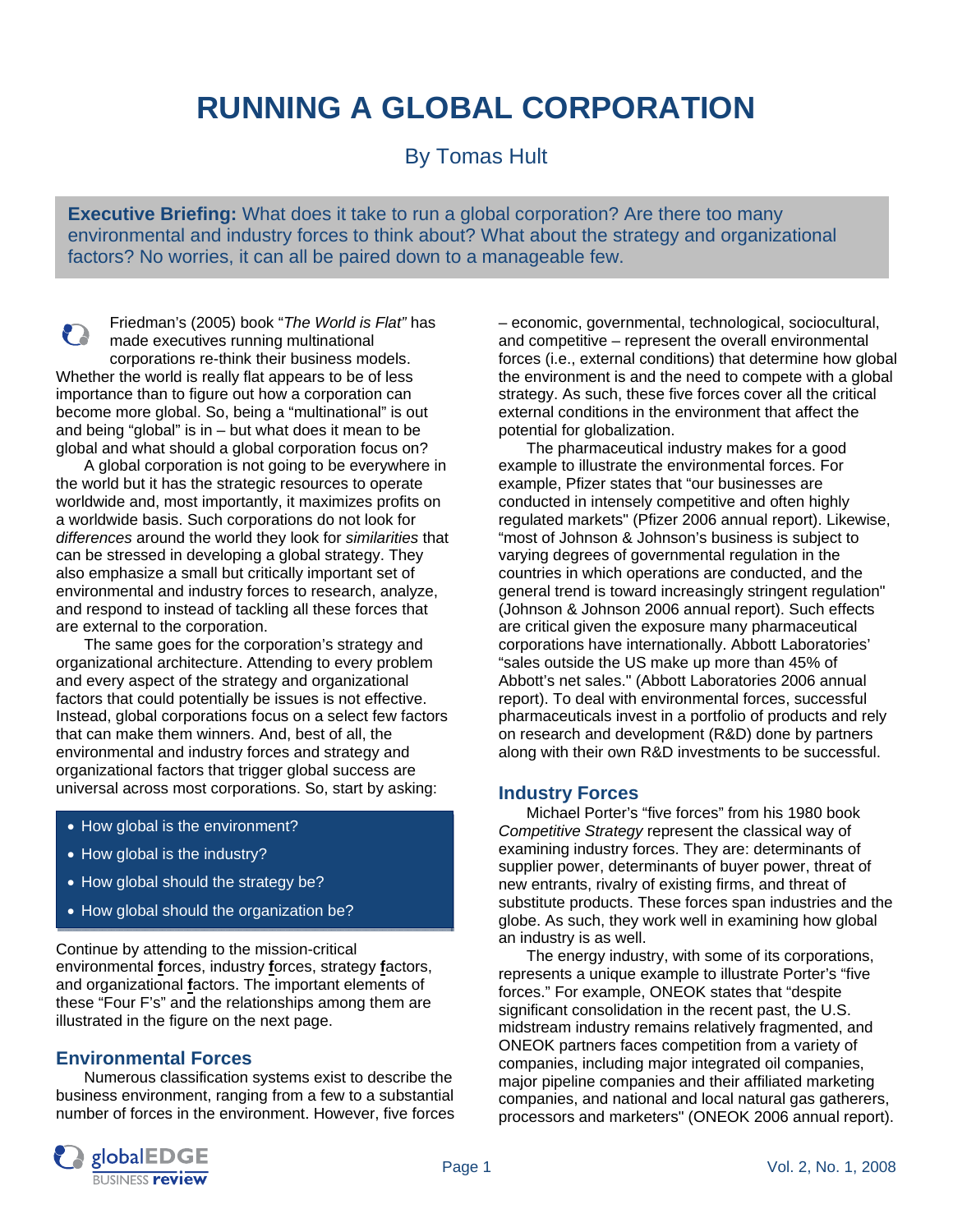# RUNNING A GLOBAL CORPORATION

By Tomas Hult

**Executive Briefing:** What does it take to run a global corporation? Are there too many environmental and industry forces to think about? What about the strategy and organizational factors? No worries, it can all be paired down to a manageable few.

Friedman's (2005) book "*The World is Flat*" has made executives running multinational corporations re-think their business models. Whether the world is really flat appears to be of less importance than to figure out how a corporation can become more global. So, being a "multinational" is out and being "global" is in – but what does it mean to be global and what should a global corporation focus on?

A global corporation is not going to be everywhere in the world but it has the strategic resources to operate worldwide and, most importantly, it maximizes profits on a worldwide basis. Such corporations do not look for *differences* around the world they look for *similarities* that can be stressed in developing a global strategy. They also emphasize a small but critically important set of environmental and industry forces to research, analyze, and respond to instead of tackling all these forces that are external to the corporation.

The same goes for the corporation's strategy and organizational architecture. Attending to every problem and every aspect of the strategy and organizational factors that could potentially be issues is not effective. Instead, global corporations focus on a select few factors that can make them winners. And, best of all, the environmental and industry forces and strategy and organizational factors that trigger global success are universal across most corporations. So, start by asking:

- How global is the environment?
- How global is the industry?
- How global should the strategy be?
- How global should the organization be?

Continue by attending to the mission-critical environmental **f**orces, industry **f**orces, strategy **f**actors, and organizational **f**actors. The important elements of these "Four F's" and the relationships among them are illustrated in the figure on the next page.

## Environmental Forces

Numerous classification systems exist to describe the business environment, ranging from a few to a substantial number of forces in the environment. However, five forces – economic, governmental, technological, sociocultural, and competitive – represent the overall environmental forces (i.e., external conditions) that determine how global the environment is and the need to compete with a global strategy. As such, these five forces cover all the critical external conditions in the environment that affect the potential for globalization.

The pharmaceutical industry makes for a good example to illustrate the environmental forces. For example, Pfizer states that "our businesses are conducted in intensely competitive and often highly regulated markets" (Pfizer 2006 annual report). Likewise, "most of Johnson & Johnson's business is subject to varying degrees of governmental regulation in the countries in which operations are conducted, and the general trend is toward increasingly stringent regulation" (Johnson & Johnson 2006 annual report). Such effects are critical given the exposure many pharmaceutical corporations have internationally. Abbott Laboratories' "sales outside the US make up more than 45% of Abbott's net sales." (Abbott Laboratories 2006 annual report). To deal with environmental forces, successful pharmaceuticals invest in a portfolio of products and rely on research and development (R&D) done by partners along with their own R&D investments to be successful.

## Industry Forces

Michael Porter's "five forces" from his 1980 book *Competitive Strategy* represent the classical way of examining industry forces. They are: determinants of supplier power, determinants of buyer power, threat of new entrants, rivalry of existing firms, and threat of substitute products. These forces span industries and the globe. As such, they work well in examining how global an industry is as well.

The energy industry, with some of its corporations, represents a unique example to illustrate Porter's "five forces." For example, ONEOK states that "despite significant consolidation in the recent past, the U.S. midstream industry remains relatively fragmented, and ONEOK partners faces competition from a variety of companies, including major integrated oil companies, major pipeline companies and their affiliated marketing companies, and national and local natural gas gatherers, processors and marketers" (ONEOK 2006 annual report).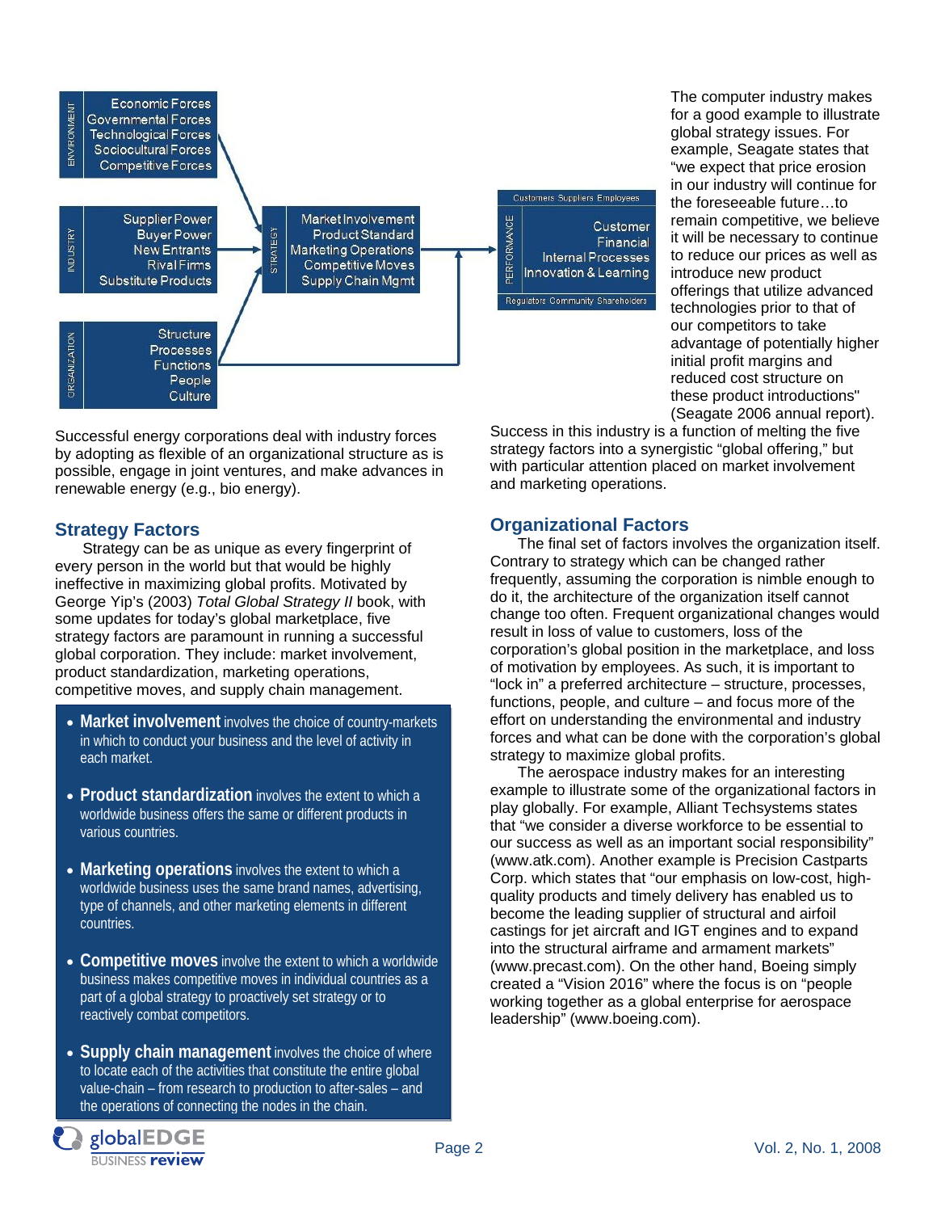**ENVIRONMENT**
- Economic Forces
- Governmental Forces
- Technological Forces
- Sociocultural Forces
- Competitive Forces

**INDUSTRY**
- Supplier Power
- Buyer Power
- New Entrants
- Rival Firms
- Substitute Products

**ORGANIZATION**
- Structure
- Processes
- Functions
- People
- Culture

**STRATEGY**
- Market Involvement
- Product Standard
- Marketing Operations
- Competitive Moves
- Supply Chain Mgmt

**PERFORMANCE** (Customers Suppliers Employees / Regulators Community Shareholders)
- Customer
- Financial
- Internal Processes
- Innovation & Learning

Successful energy corporations deal with industry forces by adopting as flexible of an organizational structure as is possible, engage in joint ventures, and make advances in renewable energy (e.g., bio energy).

## Strategy Factors

Strategy can be as unique as every fingerprint of every person in the world but that would be highly ineffective in maximizing global profits. Motivated by George Yip's (2003) *Total Global Strategy II* book, with some updates for today's global marketplace, five strategy factors are paramount in running a successful global corporation. They include: market involvement, product standardization, marketing operations, competitive moves, and supply chain management.

- **Market involvement** involves the choice of country-markets in which to conduct your business and the level of activity in each market.
- **Product standardization** involves the extent to which a worldwide business offers the same or different products in various countries.
- **Marketing operations** involves the extent to which a worldwide business uses the same brand names, advertising, type of channels, and other marketing elements in different countries.
- **Competitive moves** involve the extent to which a worldwide business makes competitive moves in individual countries as a part of a global strategy to proactively set strategy or to reactively combat competitors.
- **Supply chain management** involves the choice of where to locate each of the activities that constitute the entire global value-chain – from research to production to after-sales – and the operations of connecting the nodes in the chain.

The computer industry makes for a good example to illustrate global strategy issues. For example, Seagate states that "we expect that price erosion in our industry will continue for the foreseeable future…to remain competitive, we believe it will be necessary to continue to reduce our prices as well as introduce new product offerings that utilize advanced technologies prior to that of our competitors to take advantage of potentially higher initial profit margins and reduced cost structure on these product introductions" (Seagate 2006 annual report). Success in this industry is a function of melting the five strategy factors into a synergistic "global offering," but with particular attention placed on market involvement and marketing operations.

## Organizational Factors

The final set of factors involves the organization itself. Contrary to strategy which can be changed rather frequently, assuming the corporation is nimble enough to do it, the architecture of the organization itself cannot change too often. Frequent organizational changes would result in loss of value to customers, loss of the corporation's global position in the marketplace, and loss of motivation by employees. As such, it is important to "lock in" a preferred architecture – structure, processes, functions, people, and culture – and focus more of the effort on understanding the environmental and industry forces and what can be done with the corporation's global strategy to maximize global profits.

The aerospace industry makes for an interesting example to illustrate some of the organizational factors in play globally. For example, Alliant Techsystems states that "we consider a diverse workforce to be essential to our success as well as an important social responsibility" (www.atk.com). Another example is Precision Castparts Corp. which states that "our emphasis on low-cost, high-quality products and timely delivery has enabled us to become the leading supplier of structural and airfoil castings for jet aircraft and IGT engines and to expand into the structural airframe and armament markets" (www.precast.com). On the other hand, Boeing simply created a "Vision 2016" where the focus is on "people working together as a global enterprise for aerospace leadership" (www.boeing.com).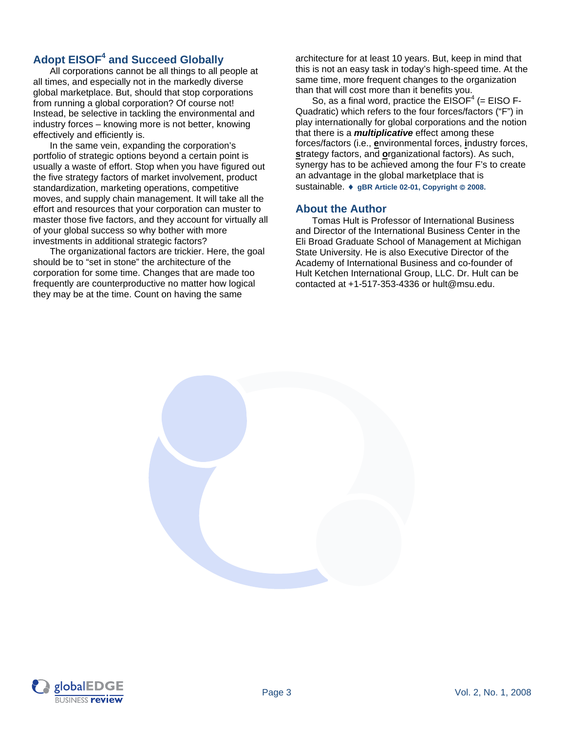## Adopt EISOF$^4$ and Succeed Globally

All corporations cannot be all things to all people at all times, and especially not in the markedly diverse global marketplace. But, should that stop corporations from running a global corporation? Of course not! Instead, be selective in tackling the environmental and industry forces – knowing more is not better, knowing effectively and efficiently is.

In the same vein, expanding the corporation's portfolio of strategic options beyond a certain point is usually a waste of effort. Stop when you have figured out the five strategy factors of market involvement, product standardization, marketing operations, competitive moves, and supply chain management. It will take all the effort and resources that your corporation can muster to master those five factors, and they account for virtually all of your global success so why bother with more investments in additional strategic factors?

The organizational factors are trickier. Here, the goal should be to "set in stone" the architecture of the corporation for some time. Changes that are made too frequently are counterproductive no matter how logical they may be at the time. Count on having the same architecture for at least 10 years. But, keep in mind that this is not an easy task in today's high-speed time. At the same time, more frequent changes to the organization than that will cost more than it benefits you.

So, as a final word, practice the EISOF$^4$ (= EISO F-Quadratic) which refers to the four forces/factors ("F") in play internationally for global corporations and the notion that there is a ***multiplicative*** effect among these forces/factors (i.e., **e**nvironmental forces, **i**ndustry forces, **s**trategy factors, and **o**rganizational factors). As such, synergy has to be achieved among the four F's to create an advantage in the global marketplace that is sustainable. ♦ **gBR Article 02-01, Copyright © 2008.**

## About the Author

Tomas Hult is Professor of International Business and Director of the International Business Center in the Eli Broad Graduate School of Management at Michigan State University. He is also Executive Director of the Academy of International Business and co-founder of Hult Ketchen International Group, LLC. Dr. Hult can be contacted at +1-517-353-4336 or hult@msu.edu.